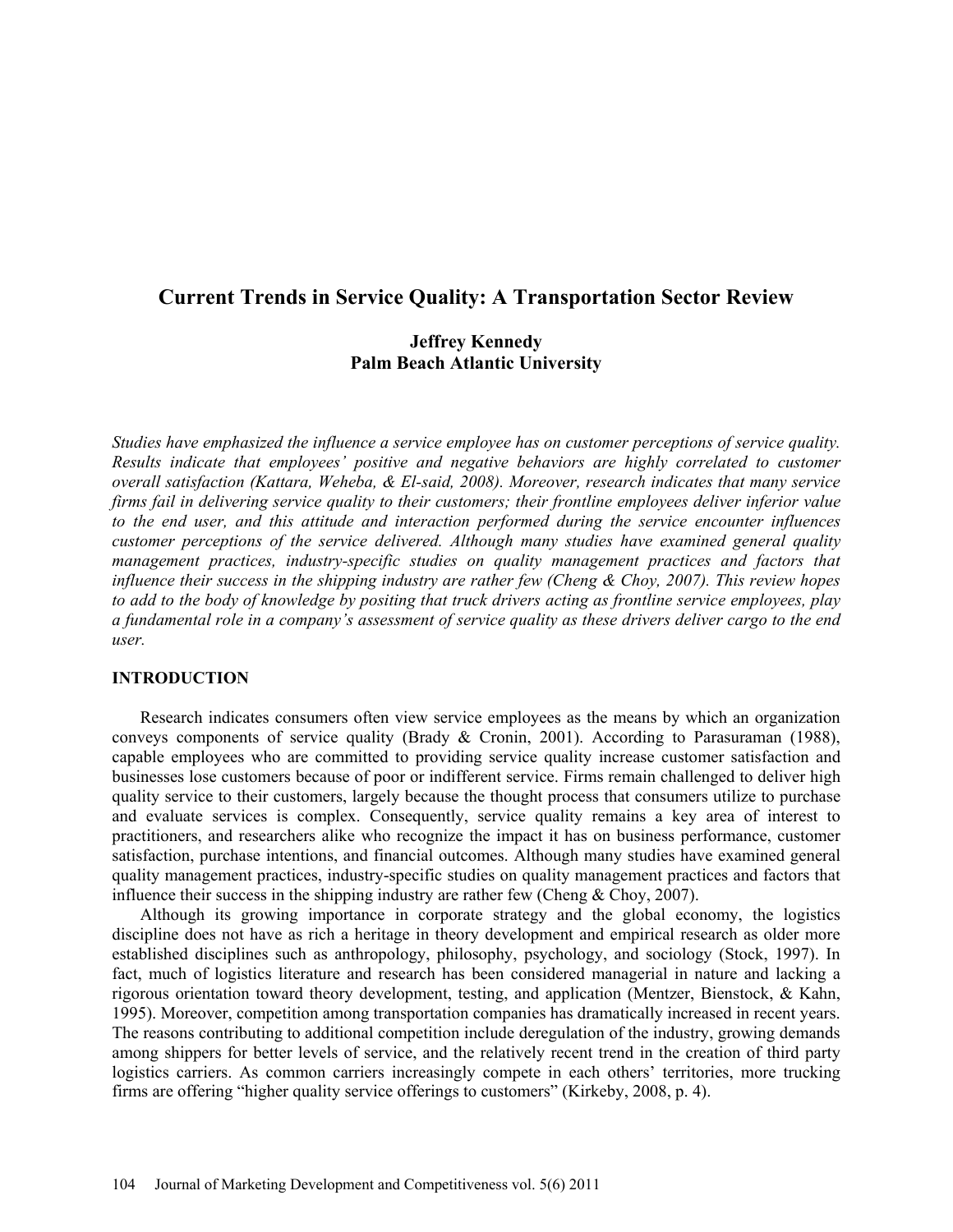# Current Trends in Service Quality: A Transportation Sector Review

**Jeffrey Kennedy**
**Palm Beach Atlantic University**

*Studies have emphasized the influence a service employee has on customer perceptions of service quality. Results indicate that employees' positive and negative behaviors are highly correlated to customer overall satisfaction (Kattara, Weheba, & El-said, 2008). Moreover, research indicates that many service firms fail in delivering service quality to their customers; their frontline employees deliver inferior value to the end user, and this attitude and interaction performed during the service encounter influences customer perceptions of the service delivered. Although many studies have examined general quality management practices, industry-specific studies on quality management practices and factors that influence their success in the shipping industry are rather few (Cheng & Choy, 2007). This review hopes to add to the body of knowledge by positing that truck drivers acting as frontline service employees, play a fundamental role in a company's assessment of service quality as these drivers deliver cargo to the end user.*

## INTRODUCTION

Research indicates consumers often view service employees as the means by which an organization conveys components of service quality (Brady & Cronin, 2001). According to Parasuraman (1988), capable employees who are committed to providing service quality increase customer satisfaction and businesses lose customers because of poor or indifferent service. Firms remain challenged to deliver high quality service to their customers, largely because the thought process that consumers utilize to purchase and evaluate services is complex. Consequently, service quality remains a key area of interest to practitioners, and researchers alike who recognize the impact it has on business performance, customer satisfaction, purchase intentions, and financial outcomes. Although many studies have examined general quality management practices, industry-specific studies on quality management practices and factors that influence their success in the shipping industry are rather few (Cheng & Choy, 2007).

Although its growing importance in corporate strategy and the global economy, the logistics discipline does not have as rich a heritage in theory development and empirical research as older more established disciplines such as anthropology, philosophy, psychology, and sociology (Stock, 1997). In fact, much of logistics literature and research has been considered managerial in nature and lacking a rigorous orientation toward theory development, testing, and application (Mentzer, Bienstock, & Kahn, 1995). Moreover, competition among transportation companies has dramatically increased in recent years. The reasons contributing to additional competition include deregulation of the industry, growing demands among shippers for better levels of service, and the relatively recent trend in the creation of third party logistics carriers. As common carriers increasingly compete in each others' territories, more trucking firms are offering "higher quality service offerings to customers" (Kirkeby, 2008, p. 4).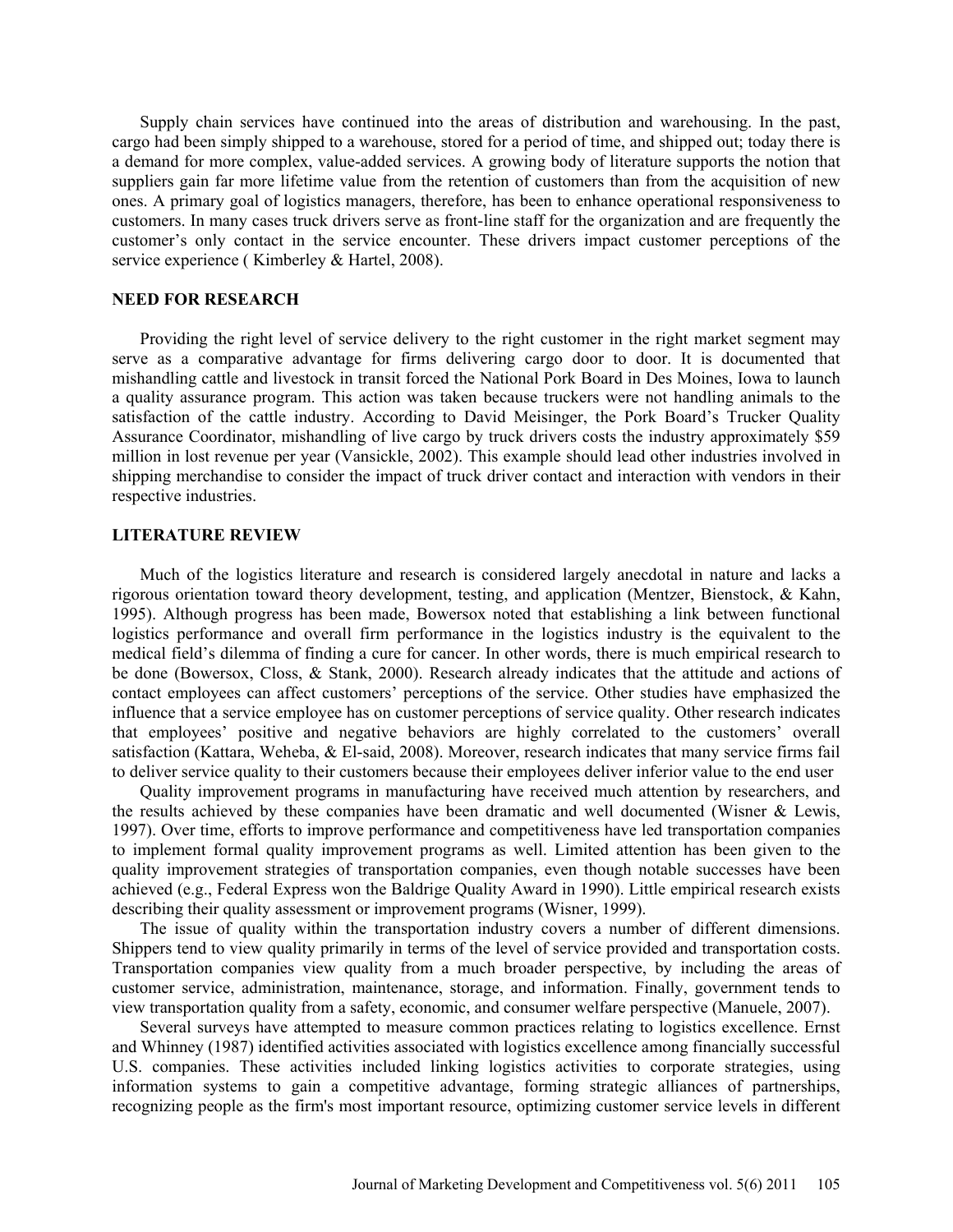Supply chain services have continued into the areas of distribution and warehousing. In the past, cargo had been simply shipped to a warehouse, stored for a period of time, and shipped out; today there is a demand for more complex, value-added services. A growing body of literature supports the notion that suppliers gain far more lifetime value from the retention of customers than from the acquisition of new ones. A primary goal of logistics managers, therefore, has been to enhance operational responsiveness to customers. In many cases truck drivers serve as front-line staff for the organization and are frequently the customer's only contact in the service encounter. These drivers impact customer perceptions of the service experience ( Kimberley & Hartel, 2008).

## NEED FOR RESEARCH

Providing the right level of service delivery to the right customer in the right market segment may serve as a comparative advantage for firms delivering cargo door to door. It is documented that mishandling cattle and livestock in transit forced the National Pork Board in Des Moines, Iowa to launch a quality assurance program. This action was taken because truckers were not handling animals to the satisfaction of the cattle industry. According to David Meisinger, the Pork Board's Trucker Quality Assurance Coordinator, mishandling of live cargo by truck drivers costs the industry approximately $59 million in lost revenue per year (Vansickle, 2002). This example should lead other industries involved in shipping merchandise to consider the impact of truck driver contact and interaction with vendors in their respective industries.

## LITERATURE REVIEW

Much of the logistics literature and research is considered largely anecdotal in nature and lacks a rigorous orientation toward theory development, testing, and application (Mentzer, Bienstock, & Kahn, 1995). Although progress has been made, Bowersox noted that establishing a link between functional logistics performance and overall firm performance in the logistics industry is the equivalent to the medical field's dilemma of finding a cure for cancer. In other words, there is much empirical research to be done (Bowersox, Closs, & Stank, 2000). Research already indicates that the attitude and actions of contact employees can affect customers' perceptions of the service. Other studies have emphasized the influence that a service employee has on customer perceptions of service quality. Other research indicates that employees' positive and negative behaviors are highly correlated to the customers' overall satisfaction (Kattara, Weheba, & El-said, 2008). Moreover, research indicates that many service firms fail to deliver service quality to their customers because their employees deliver inferior value to the end user

Quality improvement programs in manufacturing have received much attention by researchers, and the results achieved by these companies have been dramatic and well documented (Wisner & Lewis, 1997). Over time, efforts to improve performance and competitiveness have led transportation companies to implement formal quality improvement programs as well. Limited attention has been given to the quality improvement strategies of transportation companies, even though notable successes have been achieved (e.g., Federal Express won the Baldrige Quality Award in 1990). Little empirical research exists describing their quality assessment or improvement programs (Wisner, 1999).

The issue of quality within the transportation industry covers a number of different dimensions. Shippers tend to view quality primarily in terms of the level of service provided and transportation costs. Transportation companies view quality from a much broader perspective, by including the areas of customer service, administration, maintenance, storage, and information. Finally, government tends to view transportation quality from a safety, economic, and consumer welfare perspective (Manuele, 2007).

Several surveys have attempted to measure common practices relating to logistics excellence. Ernst and Whinney (1987) identified activities associated with logistics excellence among financially successful U.S. companies. These activities included linking logistics activities to corporate strategies, using information systems to gain a competitive advantage, forming strategic alliances of partnerships, recognizing people as the firm's most important resource, optimizing customer service levels in different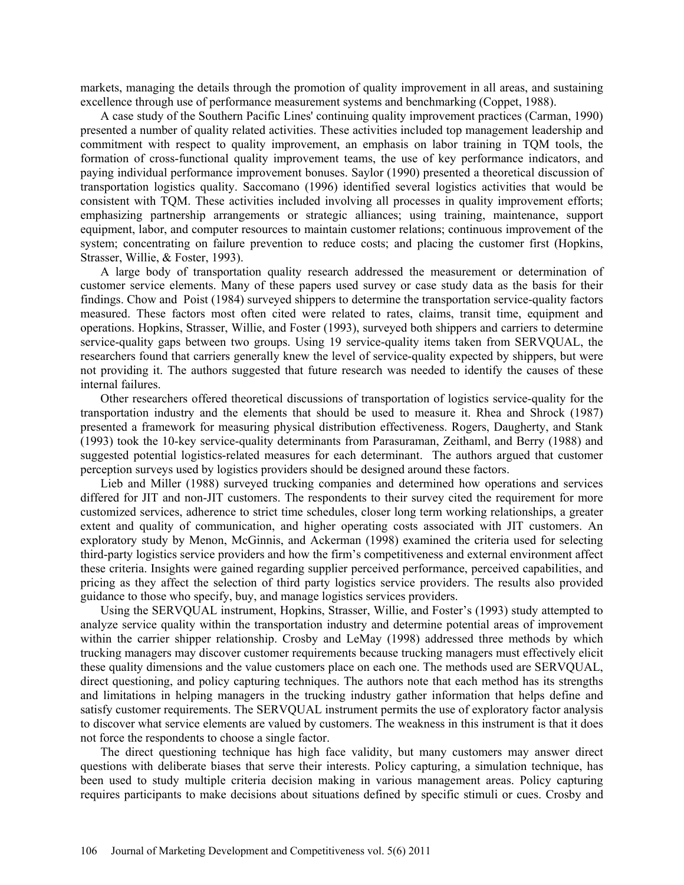markets, managing the details through the promotion of quality improvement in all areas, and sustaining excellence through use of performance measurement systems and benchmarking (Coppet, 1988).

A case study of the Southern Pacific Lines' continuing quality improvement practices (Carman, 1990) presented a number of quality related activities. These activities included top management leadership and commitment with respect to quality improvement, an emphasis on labor training in TQM tools, the formation of cross-functional quality improvement teams, the use of key performance indicators, and paying individual performance improvement bonuses. Saylor (1990) presented a theoretical discussion of transportation logistics quality. Saccomano (1996) identified several logistics activities that would be consistent with TQM. These activities included involving all processes in quality improvement efforts; emphasizing partnership arrangements or strategic alliances; using training, maintenance, support equipment, labor, and computer resources to maintain customer relations; continuous improvement of the system; concentrating on failure prevention to reduce costs; and placing the customer first (Hopkins, Strasser, Willie, & Foster, 1993).

A large body of transportation quality research addressed the measurement or determination of customer service elements. Many of these papers used survey or case study data as the basis for their findings. Chow and Poist (1984) surveyed shippers to determine the transportation service-quality factors measured. These factors most often cited were related to rates, claims, transit time, equipment and operations. Hopkins, Strasser, Willie, and Foster (1993), surveyed both shippers and carriers to determine service-quality gaps between two groups. Using 19 service-quality items taken from SERVQUAL, the researchers found that carriers generally knew the level of service-quality expected by shippers, but were not providing it. The authors suggested that future research was needed to identify the causes of these internal failures.

Other researchers offered theoretical discussions of transportation of logistics service-quality for the transportation industry and the elements that should be used to measure it. Rhea and Shrock (1987) presented a framework for measuring physical distribution effectiveness. Rogers, Daugherty, and Stank (1993) took the 10-key service-quality determinants from Parasuraman, Zeithaml, and Berry (1988) and suggested potential logistics-related measures for each determinant. The authors argued that customer perception surveys used by logistics providers should be designed around these factors.

Lieb and Miller (1988) surveyed trucking companies and determined how operations and services differed for JIT and non-JIT customers. The respondents to their survey cited the requirement for more customized services, adherence to strict time schedules, closer long term working relationships, a greater extent and quality of communication, and higher operating costs associated with JIT customers. An exploratory study by Menon, McGinnis, and Ackerman (1998) examined the criteria used for selecting third-party logistics service providers and how the firm's competitiveness and external environment affect these criteria. Insights were gained regarding supplier perceived performance, perceived capabilities, and pricing as they affect the selection of third party logistics service providers. The results also provided guidance to those who specify, buy, and manage logistics services providers.

Using the SERVQUAL instrument, Hopkins, Strasser, Willie, and Foster's (1993) study attempted to analyze service quality within the transportation industry and determine potential areas of improvement within the carrier shipper relationship. Crosby and LeMay (1998) addressed three methods by which trucking managers may discover customer requirements because trucking managers must effectively elicit these quality dimensions and the value customers place on each one. The methods used are SERVQUAL, direct questioning, and policy capturing techniques. The authors note that each method has its strengths and limitations in helping managers in the trucking industry gather information that helps define and satisfy customer requirements. The SERVQUAL instrument permits the use of exploratory factor analysis to discover what service elements are valued by customers. The weakness in this instrument is that it does not force the respondents to choose a single factor.

The direct questioning technique has high face validity, but many customers may answer direct questions with deliberate biases that serve their interests. Policy capturing, a simulation technique, has been used to study multiple criteria decision making in various management areas. Policy capturing requires participants to make decisions about situations defined by specific stimuli or cues. Crosby and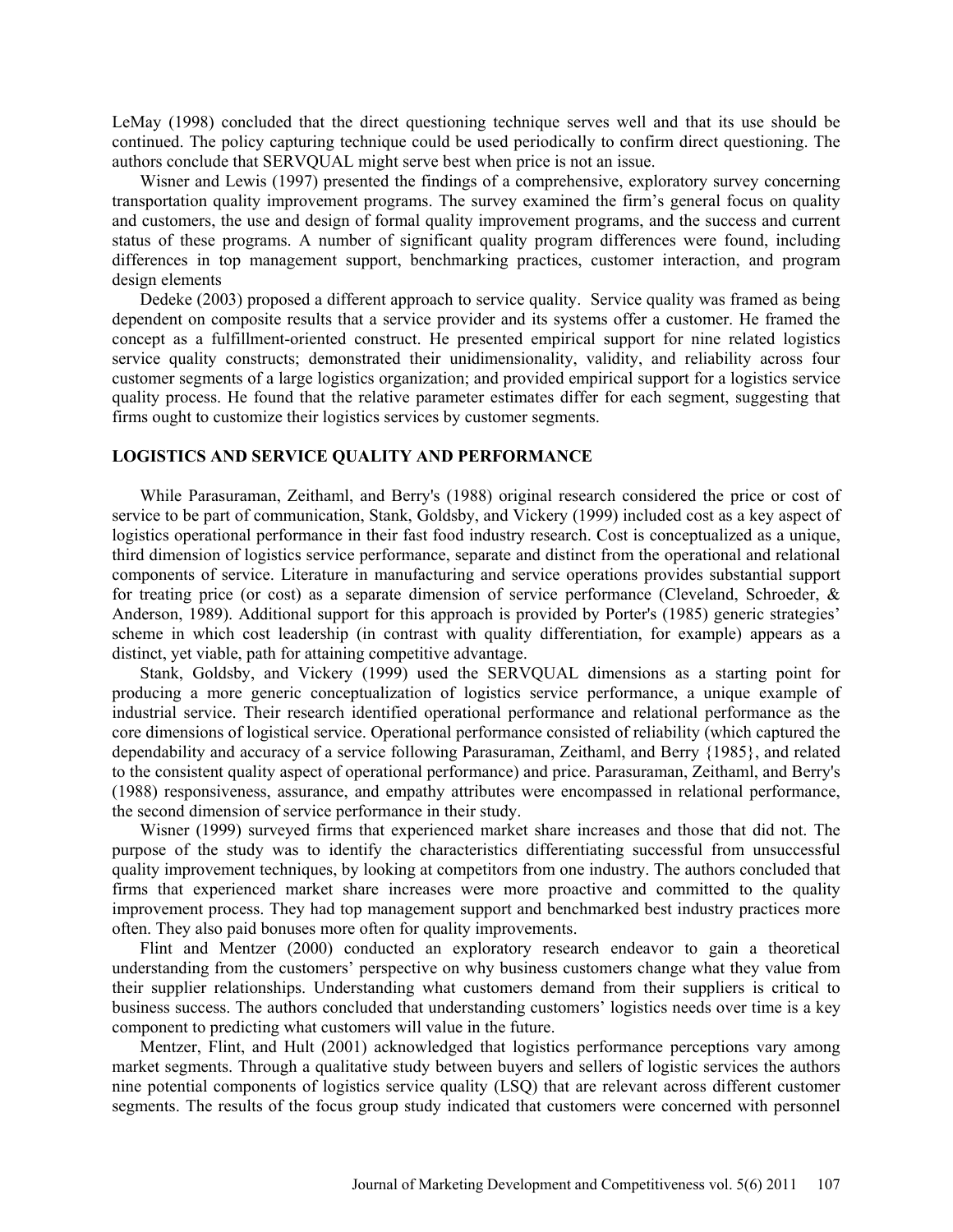LeMay (1998) concluded that the direct questioning technique serves well and that its use should be continued. The policy capturing technique could be used periodically to confirm direct questioning. The authors conclude that SERVQUAL might serve best when price is not an issue.

Wisner and Lewis (1997) presented the findings of a comprehensive, exploratory survey concerning transportation quality improvement programs. The survey examined the firm's general focus on quality and customers, the use and design of formal quality improvement programs, and the success and current status of these programs. A number of significant quality program differences were found, including differences in top management support, benchmarking practices, customer interaction, and program design elements

Dedeke (2003) proposed a different approach to service quality. Service quality was framed as being dependent on composite results that a service provider and its systems offer a customer. He framed the concept as a fulfillment-oriented construct. He presented empirical support for nine related logistics service quality constructs; demonstrated their unidimensionality, validity, and reliability across four customer segments of a large logistics organization; and provided empirical support for a logistics service quality process. He found that the relative parameter estimates differ for each segment, suggesting that firms ought to customize their logistics services by customer segments.

## LOGISTICS AND SERVICE QUALITY AND PERFORMANCE

While Parasuraman, Zeithaml, and Berry's (1988) original research considered the price or cost of service to be part of communication, Stank, Goldsby, and Vickery (1999) included cost as a key aspect of logistics operational performance in their fast food industry research. Cost is conceptualized as a unique, third dimension of logistics service performance, separate and distinct from the operational and relational components of service. Literature in manufacturing and service operations provides substantial support for treating price (or cost) as a separate dimension of service performance (Cleveland, Schroeder, & Anderson, 1989). Additional support for this approach is provided by Porter's (1985) generic strategies' scheme in which cost leadership (in contrast with quality differentiation, for example) appears as a distinct, yet viable, path for attaining competitive advantage.

Stank, Goldsby, and Vickery (1999) used the SERVQUAL dimensions as a starting point for producing a more generic conceptualization of logistics service performance, a unique example of industrial service. Their research identified operational performance and relational performance as the core dimensions of logistical service. Operational performance consisted of reliability (which captured the dependability and accuracy of a service following Parasuraman, Zeithaml, and Berry {1985}, and related to the consistent quality aspect of operational performance) and price. Parasuraman, Zeithaml, and Berry's (1988) responsiveness, assurance, and empathy attributes were encompassed in relational performance, the second dimension of service performance in their study.

Wisner (1999) surveyed firms that experienced market share increases and those that did not. The purpose of the study was to identify the characteristics differentiating successful from unsuccessful quality improvement techniques, by looking at competitors from one industry. The authors concluded that firms that experienced market share increases were more proactive and committed to the quality improvement process. They had top management support and benchmarked best industry practices more often. They also paid bonuses more often for quality improvements.

Flint and Mentzer (2000) conducted an exploratory research endeavor to gain a theoretical understanding from the customers' perspective on why business customers change what they value from their supplier relationships. Understanding what customers demand from their suppliers is critical to business success. The authors concluded that understanding customers' logistics needs over time is a key component to predicting what customers will value in the future.

Mentzer, Flint, and Hult (2001) acknowledged that logistics performance perceptions vary among market segments. Through a qualitative study between buyers and sellers of logistic services the authors nine potential components of logistics service quality (LSQ) that are relevant across different customer segments. The results of the focus group study indicated that customers were concerned with personnel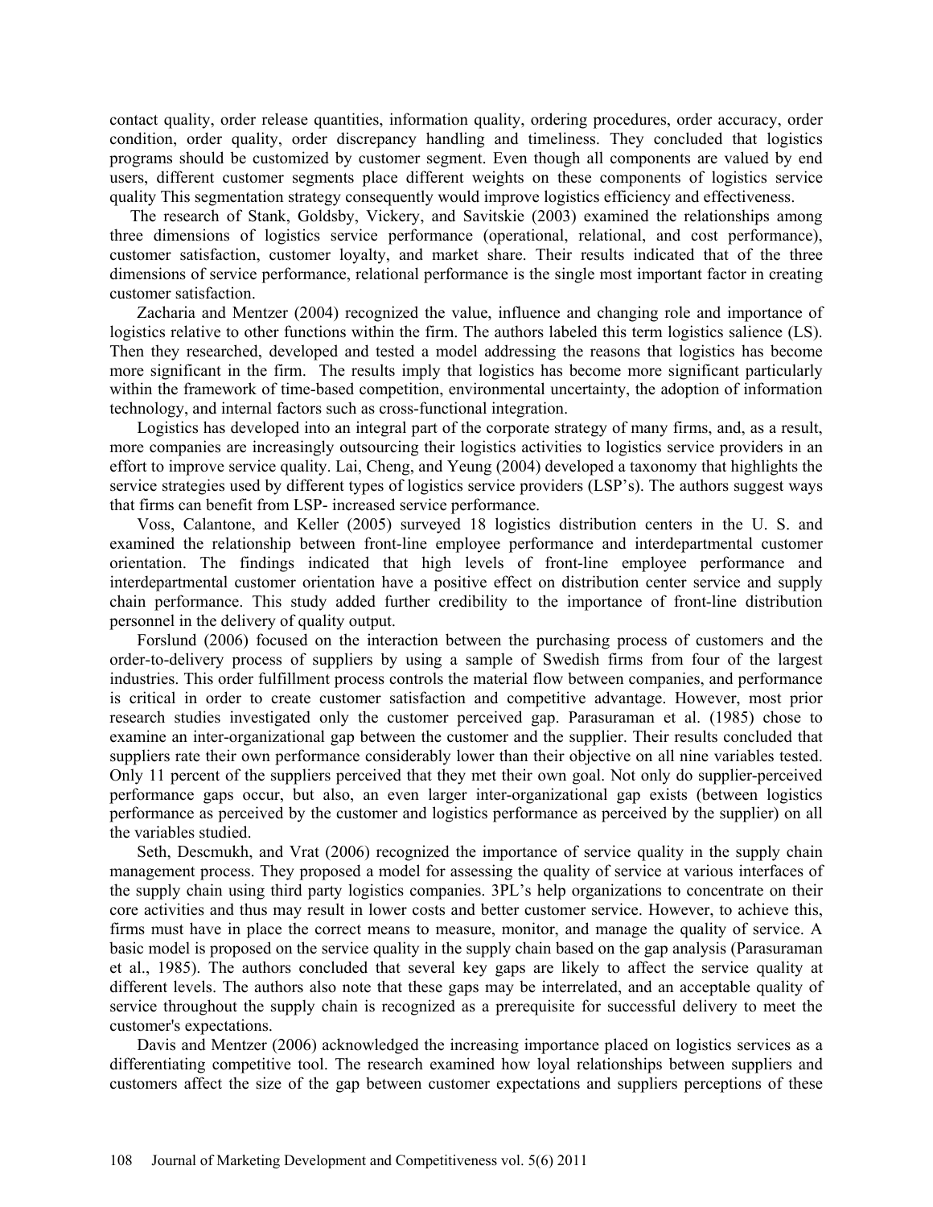contact quality, order release quantities, information quality, ordering procedures, order accuracy, order condition, order quality, order discrepancy handling and timeliness. They concluded that logistics programs should be customized by customer segment. Even though all components are valued by end users, different customer segments place different weights on these components of logistics service quality This segmentation strategy consequently would improve logistics efficiency and effectiveness.

The research of Stank, Goldsby, Vickery, and Savitskie (2003) examined the relationships among three dimensions of logistics service performance (operational, relational, and cost performance), customer satisfaction, customer loyalty, and market share. Their results indicated that of the three dimensions of service performance, relational performance is the single most important factor in creating customer satisfaction.

Zacharia and Mentzer (2004) recognized the value, influence and changing role and importance of logistics relative to other functions within the firm. The authors labeled this term logistics salience (LS). Then they researched, developed and tested a model addressing the reasons that logistics has become more significant in the firm. The results imply that logistics has become more significant particularly within the framework of time-based competition, environmental uncertainty, the adoption of information technology, and internal factors such as cross-functional integration.

Logistics has developed into an integral part of the corporate strategy of many firms, and, as a result, more companies are increasingly outsourcing their logistics activities to logistics service providers in an effort to improve service quality. Lai, Cheng, and Yeung (2004) developed a taxonomy that highlights the service strategies used by different types of logistics service providers (LSP's). The authors suggest ways that firms can benefit from LSP- increased service performance.

Voss, Calantone, and Keller (2005) surveyed 18 logistics distribution centers in the U. S. and examined the relationship between front-line employee performance and interdepartmental customer orientation. The findings indicated that high levels of front-line employee performance and interdepartmental customer orientation have a positive effect on distribution center service and supply chain performance. This study added further credibility to the importance of front-line distribution personnel in the delivery of quality output.

Forslund (2006) focused on the interaction between the purchasing process of customers and the order-to-delivery process of suppliers by using a sample of Swedish firms from four of the largest industries. This order fulfillment process controls the material flow between companies, and performance is critical in order to create customer satisfaction and competitive advantage. However, most prior research studies investigated only the customer perceived gap. Parasuraman et al. (1985) chose to examine an inter-organizational gap between the customer and the supplier. Their results concluded that suppliers rate their own performance considerably lower than their objective on all nine variables tested. Only 11 percent of the suppliers perceived that they met their own goal. Not only do supplier-perceived performance gaps occur, but also, an even larger inter-organizational gap exists (between logistics performance as perceived by the customer and logistics performance as perceived by the supplier) on all the variables studied.

Seth, Descmukh, and Vrat (2006) recognized the importance of service quality in the supply chain management process. They proposed a model for assessing the quality of service at various interfaces of the supply chain using third party logistics companies. 3PL's help organizations to concentrate on their core activities and thus may result in lower costs and better customer service. However, to achieve this, firms must have in place the correct means to measure, monitor, and manage the quality of service. A basic model is proposed on the service quality in the supply chain based on the gap analysis (Parasuraman et al., 1985). The authors concluded that several key gaps are likely to affect the service quality at different levels. The authors also note that these gaps may be interrelated, and an acceptable quality of service throughout the supply chain is recognized as a prerequisite for successful delivery to meet the customer's expectations.

Davis and Mentzer (2006) acknowledged the increasing importance placed on logistics services as a differentiating competitive tool. The research examined how loyal relationships between suppliers and customers affect the size of the gap between customer expectations and suppliers perceptions of these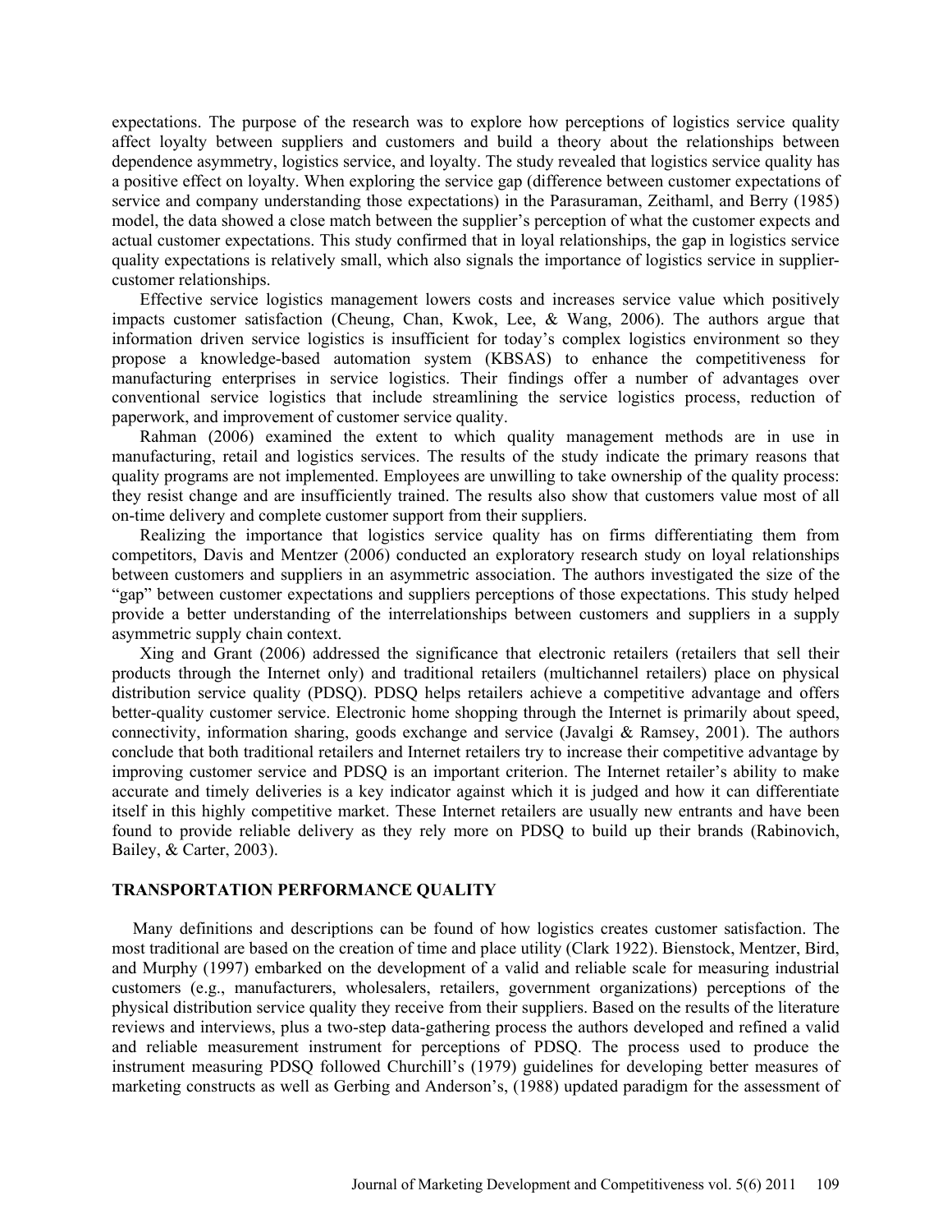expectations. The purpose of the research was to explore how perceptions of logistics service quality affect loyalty between suppliers and customers and build a theory about the relationships between dependence asymmetry, logistics service, and loyalty. The study revealed that logistics service quality has a positive effect on loyalty. When exploring the service gap (difference between customer expectations of service and company understanding those expectations) in the Parasuraman, Zeithaml, and Berry (1985) model, the data showed a close match between the supplier's perception of what the customer expects and actual customer expectations. This study confirmed that in loyal relationships, the gap in logistics service quality expectations is relatively small, which also signals the importance of logistics service in supplier-customer relationships.

Effective service logistics management lowers costs and increases service value which positively impacts customer satisfaction (Cheung, Chan, Kwok, Lee, & Wang, 2006). The authors argue that information driven service logistics is insufficient for today's complex logistics environment so they propose a knowledge-based automation system (KBSAS) to enhance the competitiveness for manufacturing enterprises in service logistics. Their findings offer a number of advantages over conventional service logistics that include streamlining the service logistics process, reduction of paperwork, and improvement of customer service quality.

Rahman (2006) examined the extent to which quality management methods are in use in manufacturing, retail and logistics services. The results of the study indicate the primary reasons that quality programs are not implemented. Employees are unwilling to take ownership of the quality process: they resist change and are insufficiently trained. The results also show that customers value most of all on-time delivery and complete customer support from their suppliers.

Realizing the importance that logistics service quality has on firms differentiating them from competitors, Davis and Mentzer (2006) conducted an exploratory research study on loyal relationships between customers and suppliers in an asymmetric association. The authors investigated the size of the "gap" between customer expectations and suppliers perceptions of those expectations. This study helped provide a better understanding of the interrelationships between customers and suppliers in a supply asymmetric supply chain context.

Xing and Grant (2006) addressed the significance that electronic retailers (retailers that sell their products through the Internet only) and traditional retailers (multichannel retailers) place on physical distribution service quality (PDSQ). PDSQ helps retailers achieve a competitive advantage and offers better-quality customer service. Electronic home shopping through the Internet is primarily about speed, connectivity, information sharing, goods exchange and service (Javalgi & Ramsey, 2001). The authors conclude that both traditional retailers and Internet retailers try to increase their competitive advantage by improving customer service and PDSQ is an important criterion. The Internet retailer's ability to make accurate and timely deliveries is a key indicator against which it is judged and how it can differentiate itself in this highly competitive market. These Internet retailers are usually new entrants and have been found to provide reliable delivery as they rely more on PDSQ to build up their brands (Rabinovich, Bailey, & Carter, 2003).

## TRANSPORTATION PERFORMANCE QUALITY

Many definitions and descriptions can be found of how logistics creates customer satisfaction. The most traditional are based on the creation of time and place utility (Clark 1922). Bienstock, Mentzer, Bird, and Murphy (1997) embarked on the development of a valid and reliable scale for measuring industrial customers (e.g., manufacturers, wholesalers, retailers, government organizations) perceptions of the physical distribution service quality they receive from their suppliers. Based on the results of the literature reviews and interviews, plus a two-step data-gathering process the authors developed and refined a valid and reliable measurement instrument for perceptions of PDSQ. The process used to produce the instrument measuring PDSQ followed Churchill's (1979) guidelines for developing better measures of marketing constructs as well as Gerbing and Anderson's, (1988) updated paradigm for the assessment of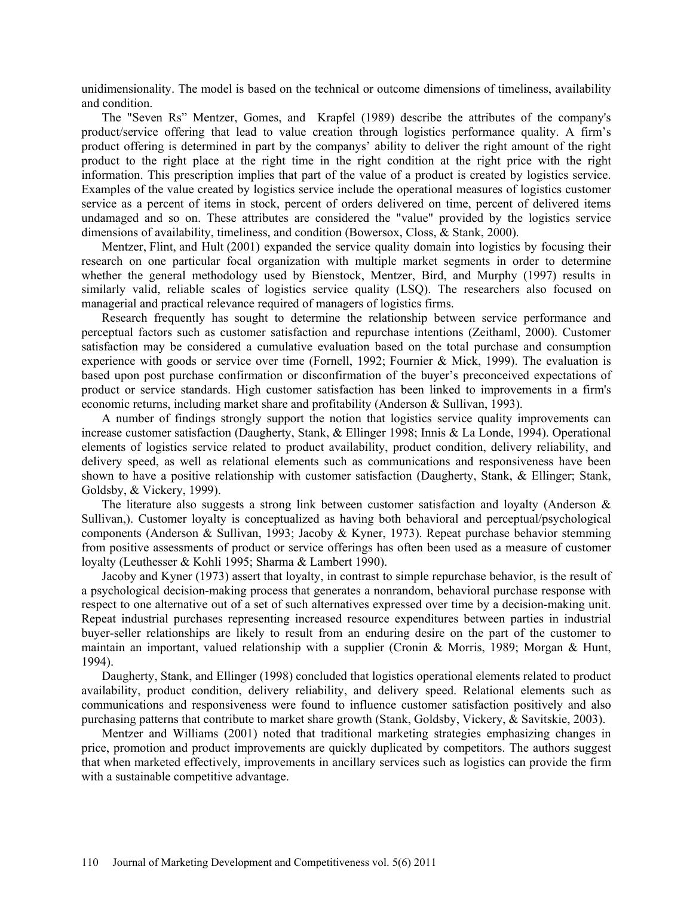unidimensionality. The model is based on the technical or outcome dimensions of timeliness, availability and condition.

The "Seven Rs" Mentzer, Gomes, and Krapfel (1989) describe the attributes of the company's product/service offering that lead to value creation through logistics performance quality. A firm's product offering is determined in part by the companys' ability to deliver the right amount of the right product to the right place at the right time in the right condition at the right price with the right information. This prescription implies that part of the value of a product is created by logistics service. Examples of the value created by logistics service include the operational measures of logistics customer service as a percent of items in stock, percent of orders delivered on time, percent of delivered items undamaged and so on. These attributes are considered the "value" provided by the logistics service dimensions of availability, timeliness, and condition (Bowersox, Closs, & Stank, 2000).

Mentzer, Flint, and Hult (2001) expanded the service quality domain into logistics by focusing their research on one particular focal organization with multiple market segments in order to determine whether the general methodology used by Bienstock, Mentzer, Bird, and Murphy (1997) results in similarly valid, reliable scales of logistics service quality (LSQ). The researchers also focused on managerial and practical relevance required of managers of logistics firms.

Research frequently has sought to determine the relationship between service performance and perceptual factors such as customer satisfaction and repurchase intentions (Zeithaml, 2000). Customer satisfaction may be considered a cumulative evaluation based on the total purchase and consumption experience with goods or service over time (Fornell, 1992; Fournier & Mick, 1999). The evaluation is based upon post purchase confirmation or disconfirmation of the buyer's preconceived expectations of product or service standards. High customer satisfaction has been linked to improvements in a firm's economic returns, including market share and profitability (Anderson & Sullivan, 1993).

A number of findings strongly support the notion that logistics service quality improvements can increase customer satisfaction (Daugherty, Stank, & Ellinger 1998; Innis & La Londe, 1994). Operational elements of logistics service related to product availability, product condition, delivery reliability, and delivery speed, as well as relational elements such as communications and responsiveness have been shown to have a positive relationship with customer satisfaction (Daugherty, Stank, & Ellinger; Stank, Goldsby, & Vickery, 1999).

The literature also suggests a strong link between customer satisfaction and loyalty (Anderson & Sullivan,). Customer loyalty is conceptualized as having both behavioral and perceptual/psychological components (Anderson & Sullivan, 1993; Jacoby & Kyner, 1973). Repeat purchase behavior stemming from positive assessments of product or service offerings has often been used as a measure of customer loyalty (Leuthesser & Kohli 1995; Sharma & Lambert 1990).

Jacoby and Kyner (1973) assert that loyalty, in contrast to simple repurchase behavior, is the result of a psychological decision-making process that generates a nonrandom, behavioral purchase response with respect to one alternative out of a set of such alternatives expressed over time by a decision-making unit. Repeat industrial purchases representing increased resource expenditures between parties in industrial buyer-seller relationships are likely to result from an enduring desire on the part of the customer to maintain an important, valued relationship with a supplier (Cronin & Morris, 1989; Morgan & Hunt, 1994).

Daugherty, Stank, and Ellinger (1998) concluded that logistics operational elements related to product availability, product condition, delivery reliability, and delivery speed. Relational elements such as communications and responsiveness were found to influence customer satisfaction positively and also purchasing patterns that contribute to market share growth (Stank, Goldsby, Vickery, & Savitskie, 2003).

Mentzer and Williams (2001) noted that traditional marketing strategies emphasizing changes in price, promotion and product improvements are quickly duplicated by competitors. The authors suggest that when marketed effectively, improvements in ancillary services such as logistics can provide the firm with a sustainable competitive advantage.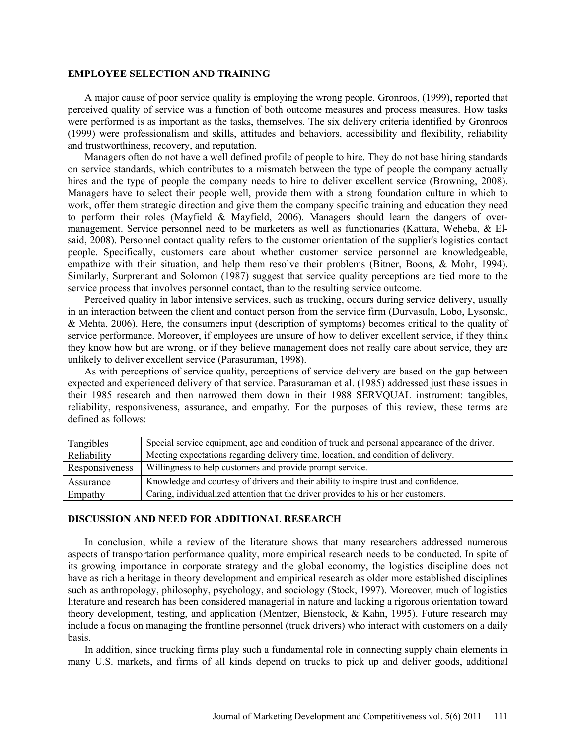## EMPLOYEE SELECTION AND TRAINING

A major cause of poor service quality is employing the wrong people. Gronroos, (1999), reported that perceived quality of service was a function of both outcome measures and process measures. How tasks were performed is as important as the tasks, themselves. The six delivery criteria identified by Gronroos (1999) were professionalism and skills, attitudes and behaviors, accessibility and flexibility, reliability and trustworthiness, recovery, and reputation.

Managers often do not have a well defined profile of people to hire. They do not base hiring standards on service standards, which contributes to a mismatch between the type of people the company actually hires and the type of people the company needs to hire to deliver excellent service (Browning, 2008). Managers have to select their people well, provide them with a strong foundation culture in which to work, offer them strategic direction and give them the company specific training and education they need to perform their roles (Mayfield & Mayfield, 2006). Managers should learn the dangers of over-management. Service personnel need to be marketers as well as functionaries (Kattara, Weheba, & El-said, 2008). Personnel contact quality refers to the customer orientation of the supplier's logistics contact people. Specifically, customers care about whether customer service personnel are knowledgeable, empathize with their situation, and help them resolve their problems (Bitner, Boons, & Mohr, 1994). Similarly, Surprenant and Solomon (1987) suggest that service quality perceptions are tied more to the service process that involves personnel contact, than to the resulting service outcome.

Perceived quality in labor intensive services, such as trucking, occurs during service delivery, usually in an interaction between the client and contact person from the service firm (Durvasula, Lobo, Lysonski, & Mehta, 2006). Here, the consumers input (description of symptoms) becomes critical to the quality of service performance. Moreover, if employees are unsure of how to deliver excellent service, if they think they know how but are wrong, or if they believe management does not really care about service, they are unlikely to deliver excellent service (Parasuraman, 1998).

As with perceptions of service quality, perceptions of service delivery are based on the gap between expected and experienced delivery of that service. Parasuraman et al. (1985) addressed just these issues in their 1985 research and then narrowed them down in their 1988 SERVQUAL instrument: tangibles, reliability, responsiveness, assurance, and empathy. For the purposes of this review, these terms are defined as follows:

| | |
|---|---|
| Tangibles | Special service equipment, age and condition of truck and personal appearance of the driver. |
| Reliability | Meeting expectations regarding delivery time, location, and condition of delivery. |
| Responsiveness | Willingness to help customers and provide prompt service. |
| Assurance | Knowledge and courtesy of drivers and their ability to inspire trust and confidence. |
| Empathy | Caring, individualized attention that the driver provides to his or her customers. |

## DISCUSSION AND NEED FOR ADDITIONAL RESEARCH

In conclusion, while a review of the literature shows that many researchers addressed numerous aspects of transportation performance quality, more empirical research needs to be conducted. In spite of its growing importance in corporate strategy and the global economy, the logistics discipline does not have as rich a heritage in theory development and empirical research as older more established disciplines such as anthropology, philosophy, psychology, and sociology (Stock, 1997). Moreover, much of logistics literature and research has been considered managerial in nature and lacking a rigorous orientation toward theory development, testing, and application (Mentzer, Bienstock, & Kahn, 1995). Future research may include a focus on managing the frontline personnel (truck drivers) who interact with customers on a daily basis.

In addition, since trucking firms play such a fundamental role in connecting supply chain elements in many U.S. markets, and firms of all kinds depend on trucks to pick up and deliver goods, additional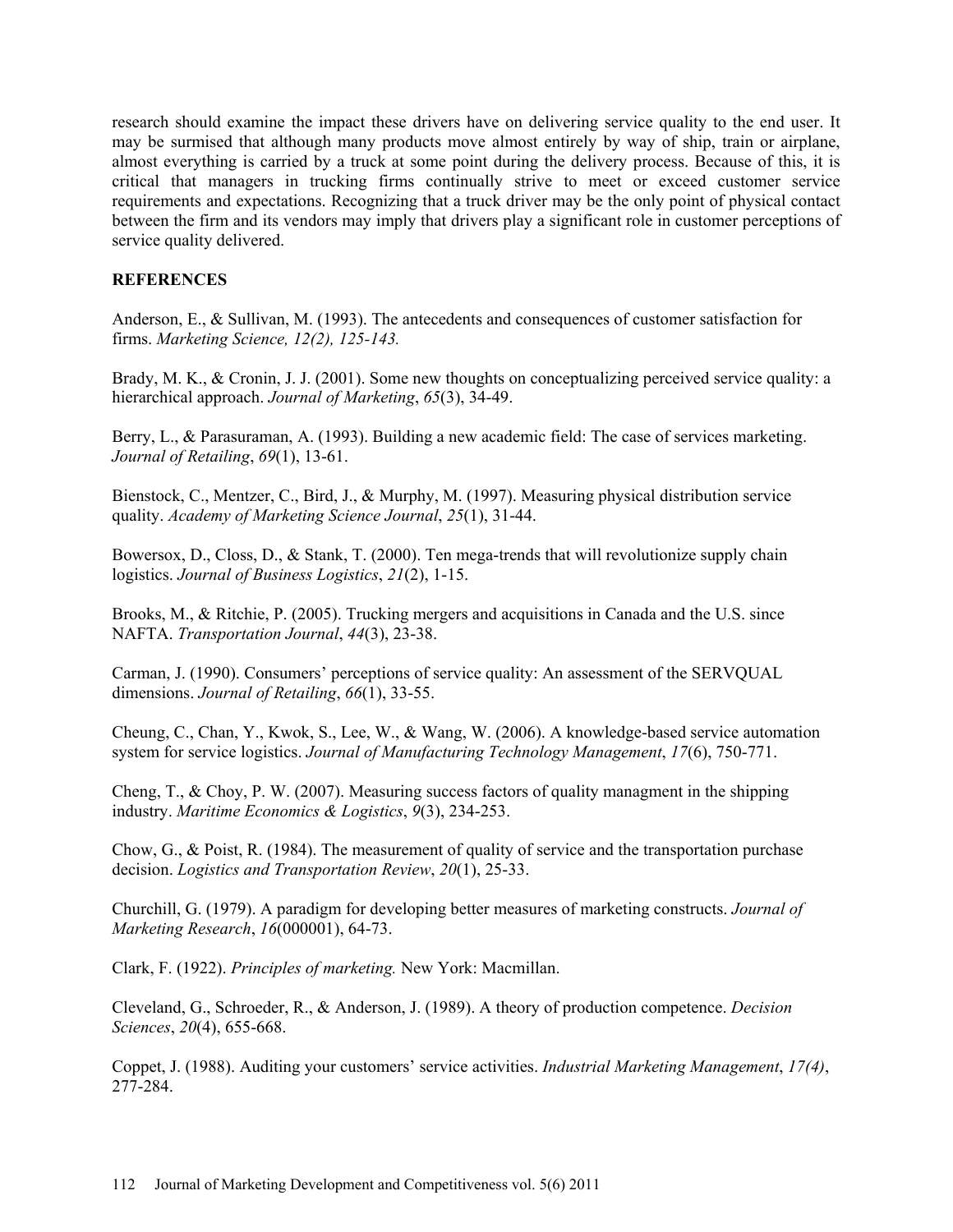research should examine the impact these drivers have on delivering service quality to the end user. It may be surmised that although many products move almost entirely by way of ship, train or airplane, almost everything is carried by a truck at some point during the delivery process. Because of this, it is critical that managers in trucking firms continually strive to meet or exceed customer service requirements and expectations. Recognizing that a truck driver may be the only point of physical contact between the firm and its vendors may imply that drivers play a significant role in customer perceptions of service quality delivered.

## REFERENCES

Anderson, E., & Sullivan, M. (1993). The antecedents and consequences of customer satisfaction for firms. *Marketing Science, 12(2), 125-143.*

Brady, M. K., & Cronin, J. J. (2001). Some new thoughts on conceptualizing perceived service quality: a hierarchical approach. *Journal of Marketing*, *65*(3), 34-49.

Berry, L., & Parasuraman, A. (1993). Building a new academic field: The case of services marketing. *Journal of Retailing*, *69*(1), 13-61.

Bienstock, C., Mentzer, C., Bird, J., & Murphy, M. (1997). Measuring physical distribution service quality. *Academy of Marketing Science Journal*, *25*(1), 31-44.

Bowersox, D., Closs, D., & Stank, T. (2000). Ten mega-trends that will revolutionize supply chain logistics. *Journal of Business Logistics*, *21*(2), 1-15.

Brooks, M., & Ritchie, P. (2005). Trucking mergers and acquisitions in Canada and the U.S. since NAFTA. *Transportation Journal*, *44*(3), 23-38.

Carman, J. (1990). Consumers' perceptions of service quality: An assessment of the SERVQUAL dimensions. *Journal of Retailing*, *66*(1), 33-55.

Cheung, C., Chan, Y., Kwok, S., Lee, W., & Wang, W. (2006). A knowledge-based service automation system for service logistics. *Journal of Manufacturing Technology Management*, *17*(6), 750-771.

Cheng, T., & Choy, P. W. (2007). Measuring success factors of quality managment in the shipping industry. *Maritime Economics & Logistics*, *9*(3), 234-253.

Chow, G., & Poist, R. (1984). The measurement of quality of service and the transportation purchase decision. *Logistics and Transportation Review*, *20*(1), 25-33.

Churchill, G. (1979). A paradigm for developing better measures of marketing constructs. *Journal of Marketing Research*, *16*(000001), 64-73.

Clark, F. (1922). *Principles of marketing.* New York: Macmillan.

Cleveland, G., Schroeder, R., & Anderson, J. (1989). A theory of production competence. *Decision Sciences*, *20*(4), 655-668.

Coppet, J. (1988). Auditing your customers' service activities. *Industrial Marketing Management*, *17(4)*, 277-284.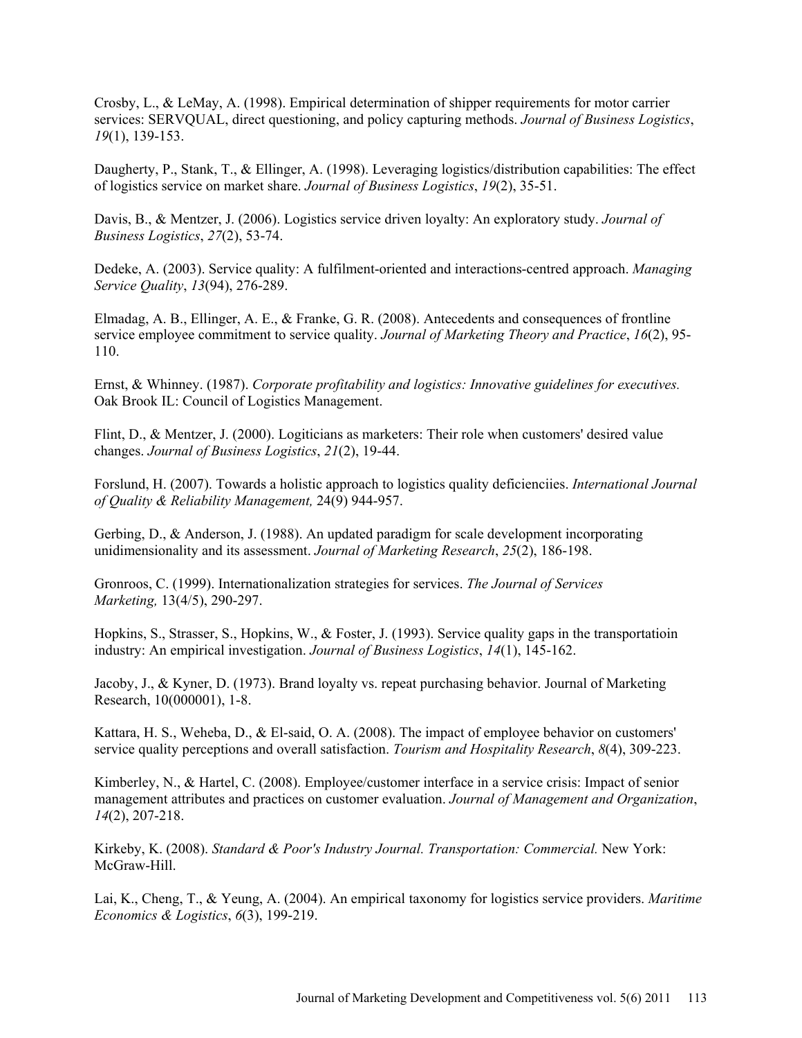Crosby, L., & LeMay, A. (1998). Empirical determination of shipper requirements for motor carrier services: SERVQUAL, direct questioning, and policy capturing methods. *Journal of Business Logistics*, *19*(1), 139-153.

Daugherty, P., Stank, T., & Ellinger, A. (1998). Leveraging logistics/distribution capabilities: The effect of logistics service on market share. *Journal of Business Logistics*, *19*(2), 35-51.

Davis, B., & Mentzer, J. (2006). Logistics service driven loyalty: An exploratory study. *Journal of Business Logistics*, *27*(2), 53-74.

Dedeke, A. (2003). Service quality: A fulfilment-oriented and interactions-centred approach. *Managing Service Quality*, *13*(94), 276-289.

Elmadag, A. B., Ellinger, A. E., & Franke, G. R. (2008). Antecedents and consequences of frontline service employee commitment to service quality. *Journal of Marketing Theory and Practice*, *16*(2), 95-110.

Ernst, & Whinney. (1987). *Corporate profitability and logistics: Innovative guidelines for executives.* Oak Brook IL: Council of Logistics Management.

Flint, D., & Mentzer, J. (2000). Logiticians as marketers: Their role when customers' desired value changes. *Journal of Business Logistics*, *21*(2), 19-44.

Forslund, H. (2007). Towards a holistic approach to logistics quality deficienciies. *International Journal of Quality & Reliability Management,* 24(9) 944-957.

Gerbing, D., & Anderson, J. (1988). An updated paradigm for scale development incorporating unidimensionality and its assessment. *Journal of Marketing Research*, *25*(2), 186-198.

Gronroos, C. (1999). Internationalization strategies for services. *The Journal of Services Marketing,* 13(4/5), 290-297.

Hopkins, S., Strasser, S., Hopkins, W., & Foster, J. (1993). Service quality gaps in the transportatioin industry: An empirical investigation. *Journal of Business Logistics*, *14*(1), 145-162.

Jacoby, J., & Kyner, D. (1973). Brand loyalty vs. repeat purchasing behavior. Journal of Marketing Research, 10(000001), 1-8.

Kattara, H. S., Weheba, D., & El-said, O. A. (2008). The impact of employee behavior on customers' service quality perceptions and overall satisfaction. *Tourism and Hospitality Research*, *8*(4), 309-223.

Kimberley, N., & Hartel, C. (2008). Employee/customer interface in a service crisis: Impact of senior management attributes and practices on customer evaluation. *Journal of Management and Organization*, *14*(2), 207-218.

Kirkeby, K. (2008). *Standard & Poor's Industry Journal. Transportation: Commercial.* New York: McGraw-Hill.

Lai, K., Cheng, T., & Yeung, A. (2004). An empirical taxonomy for logistics service providers. *Maritime Economics & Logistics*, *6*(3), 199-219.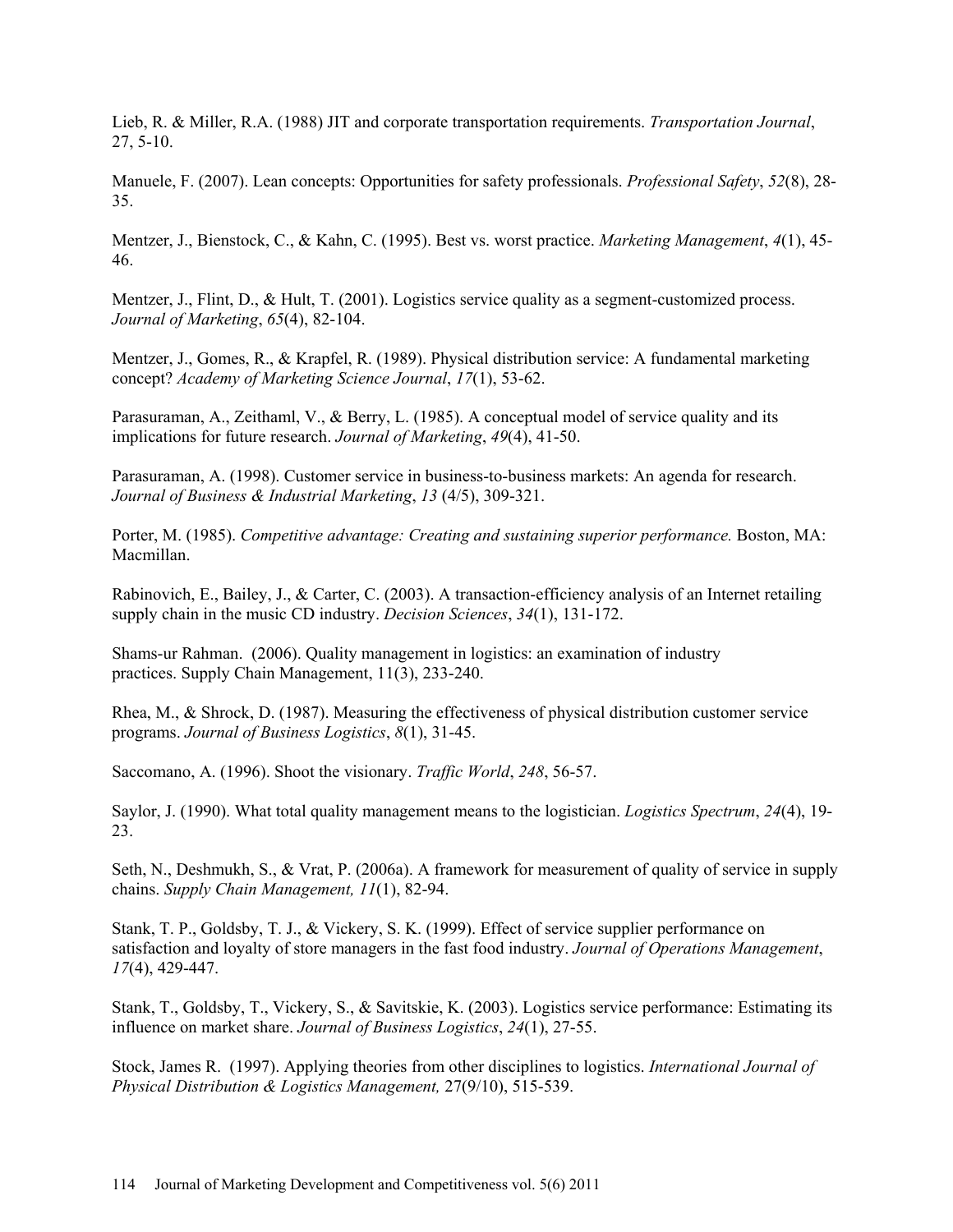Lieb, R. & Miller, R.A. (1988) JIT and corporate transportation requirements. *Transportation Journal*, 27, 5-10.

Manuele, F. (2007). Lean concepts: Opportunities for safety professionals. *Professional Safety*, *52*(8), 28-35.

Mentzer, J., Bienstock, C., & Kahn, C. (1995). Best vs. worst practice. *Marketing Management*, *4*(1), 45-46.

Mentzer, J., Flint, D., & Hult, T. (2001). Logistics service quality as a segment-customized process. *Journal of Marketing*, *65*(4), 82-104.

Mentzer, J., Gomes, R., & Krapfel, R. (1989). Physical distribution service: A fundamental marketing concept? *Academy of Marketing Science Journal*, *17*(1), 53-62.

Parasuraman, A., Zeithaml, V., & Berry, L. (1985). A conceptual model of service quality and its implications for future research. *Journal of Marketing*, *49*(4), 41-50.

Parasuraman, A. (1998). Customer service in business-to-business markets: An agenda for research. *Journal of Business & Industrial Marketing*, *13* (4/5), 309-321.

Porter, M. (1985). *Competitive advantage: Creating and sustaining superior performance.* Boston, MA: Macmillan.

Rabinovich, E., Bailey, J., & Carter, C. (2003). A transaction-efficiency analysis of an Internet retailing supply chain in the music CD industry. *Decision Sciences*, *34*(1), 131-172.

Shams-ur Rahman. (2006). Quality management in logistics: an examination of industry practices. Supply Chain Management, 11(3), 233-240.

Rhea, M., & Shrock, D. (1987). Measuring the effectiveness of physical distribution customer service programs. *Journal of Business Logistics*, *8*(1), 31-45.

Saccomano, A. (1996). Shoot the visionary. *Traffic World*, *248*, 56-57.

Saylor, J. (1990). What total quality management means to the logistician. *Logistics Spectrum*, *24*(4), 19-23.

Seth, N., Deshmukh, S., & Vrat, P. (2006a). A framework for measurement of quality of service in supply chains. *Supply Chain Management, 11*(1), 82-94.

Stank, T. P., Goldsby, T. J., & Vickery, S. K. (1999). Effect of service supplier performance on satisfaction and loyalty of store managers in the fast food industry. *Journal of Operations Management*, *17*(4), 429-447.

Stank, T., Goldsby, T., Vickery, S., & Savitskie, K. (2003). Logistics service performance: Estimating its influence on market share. *Journal of Business Logistics*, *24*(1), 27-55.

Stock, James R. (1997). Applying theories from other disciplines to logistics. *International Journal of Physical Distribution & Logistics Management,* 27(9/10), 515-539.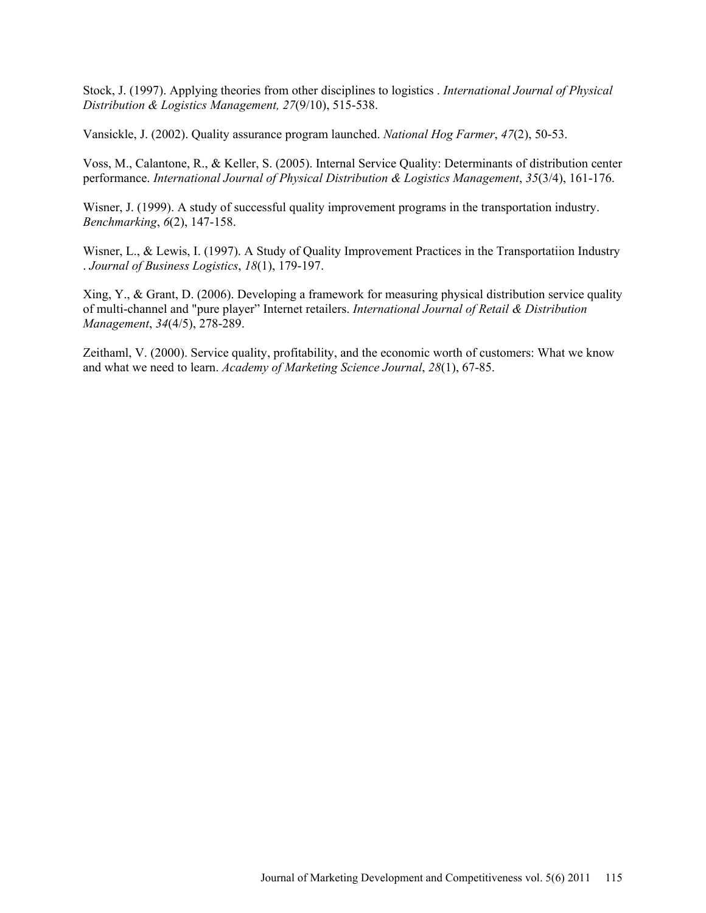Stock, J. (1997). Applying theories from other disciplines to logistics . *International Journal of Physical Distribution & Logistics Management, 27*(9/10), 515-538.

Vansickle, J. (2002). Quality assurance program launched. *National Hog Farmer*, *47*(2), 50-53.

Voss, M., Calantone, R., & Keller, S. (2005). Internal Service Quality: Determinants of distribution center performance. *International Journal of Physical Distribution & Logistics Management*, *35*(3/4), 161-176.

Wisner, J. (1999). A study of successful quality improvement programs in the transportation industry. *Benchmarking*, *6*(2), 147-158.

Wisner, L., & Lewis, I. (1997). A Study of Quality Improvement Practices in the Transportatiion Industry . *Journal of Business Logistics*, *18*(1), 179-197.

Xing, Y., & Grant, D. (2006). Developing a framework for measuring physical distribution service quality of multi-channel and "pure player" Internet retailers. *International Journal of Retail & Distribution Management*, *34*(4/5), 278-289.

Zeithaml, V. (2000). Service quality, profitability, and the economic worth of customers: What we know and what we need to learn. *Academy of Marketing Science Journal*, *28*(1), 67-85.